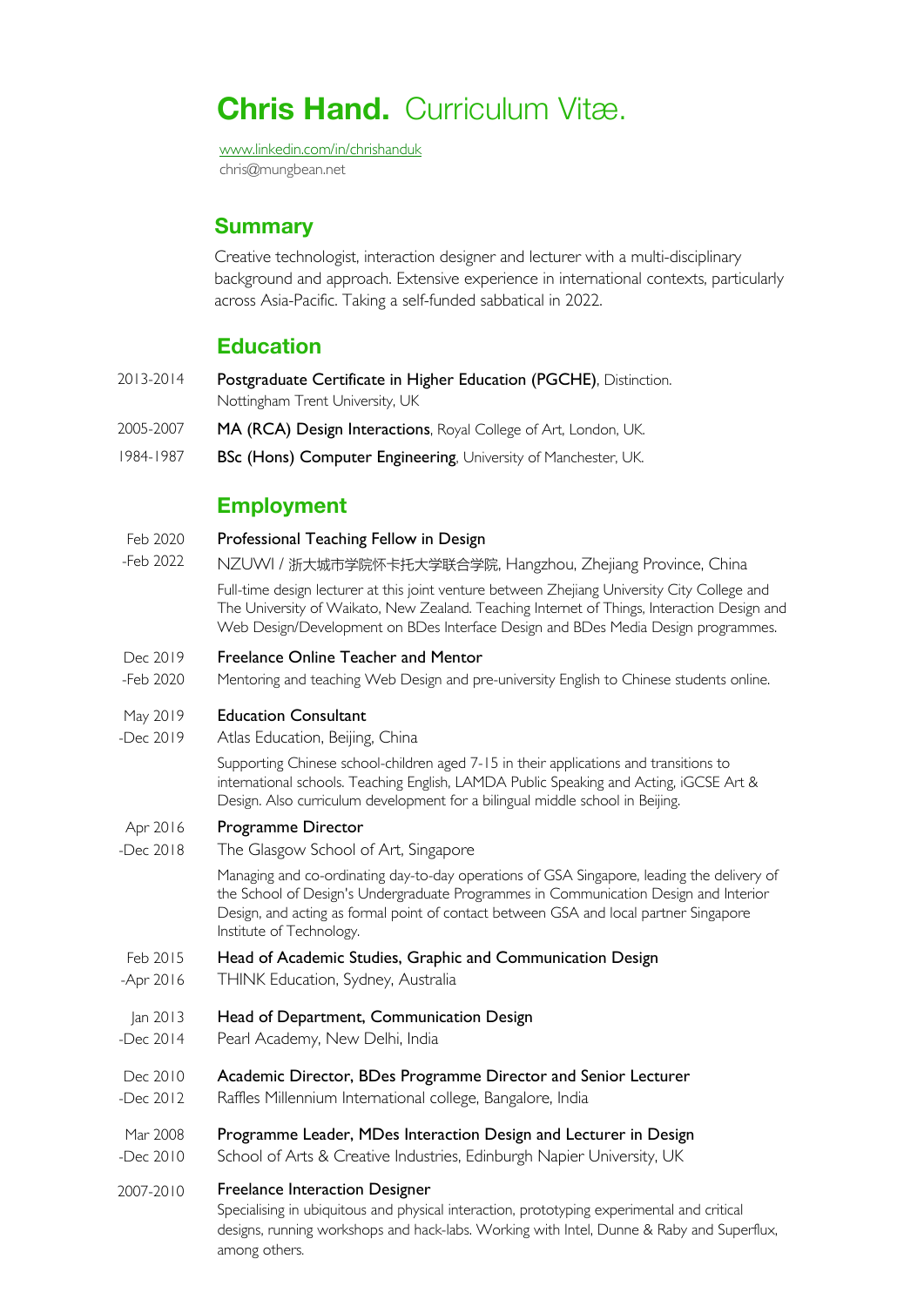# **Chris Hand.** Curriculum Vitæ.

[www.linkedin.com/in/chrishanduk](http://www.linkedin.com/in/chrishanduk)
chris@mungbean.net

## Summary

Creative technologist, interaction designer and lecturer with a multi-disciplinary background and approach. Extensive experience in international contexts, particularly across Asia-Pacific. Taking a self-funded sabbatical in 2022.

## Education

2013-2014 — **Postgraduate Certificate in Higher Education (PGCHE)**, Distinction.
Nottingham Trent University, UK

2005-2007 — **MA (RCA) Design Interactions**, Royal College of Art, London, UK.

1984-1987 — **BSc (Hons) Computer Engineering**, University of Manchester, UK.

## Employment

**Feb 2020 -Feb 2022** — **Professional Teaching Fellow in Design**
NZUWI / 浙大城市学院怀卡托大学联合学院, Hangzhou, Zhejiang Province, China

Full-time design lecturer at this joint venture between Zhejiang University City College and The University of Waikato, New Zealand. Teaching Internet of Things, Interaction Design and Web Design/Development on BDes Interface Design and BDes Media Design programmes.

**Dec 2019 -Feb 2020** — **Freelance Online Teacher and Mentor**
Mentoring and teaching Web Design and pre-university English to Chinese students online.

**May 2019 -Dec 2019** — **Education Consultant**
Atlas Education, Beijing, China

Supporting Chinese school-children aged 7-15 in their applications and transitions to international schools. Teaching English, LAMDA Public Speaking and Acting, iGCSE Art & Design. Also curriculum development for a bilingual middle school in Beijing.

**Apr 2016 -Dec 2018** — **Programme Director**
The Glasgow School of Art, Singapore

Managing and co-ordinating day-to-day operations of GSA Singapore, leading the delivery of the School of Design's Undergraduate Programmes in Communication Design and Interior Design, and acting as formal point of contact between GSA and local partner Singapore Institute of Technology.

**Feb 2015 -Apr 2016** — **Head of Academic Studies, Graphic and Communication Design**
THINK Education, Sydney, Australia

**Jan 2013 -Dec 2014** — **Head of Department, Communication Design**
Pearl Academy, New Delhi, India

**Dec 2010 -Dec 2012** — **Academic Director, BDes Programme Director and Senior Lecturer**
Raffles Millennium International college, Bangalore, India

**Mar 2008 -Dec 2010** — **Programme Leader, MDes Interaction Design and Lecturer in Design**
School of Arts & Creative Industries, Edinburgh Napier University, UK

**2007-2010** — **Freelance Interaction Designer**
Specialising in ubiquitous and physical interaction, prototyping experimental and critical designs, running workshops and hack-labs. Working with Intel, Dunne & Raby and Superflux, among others.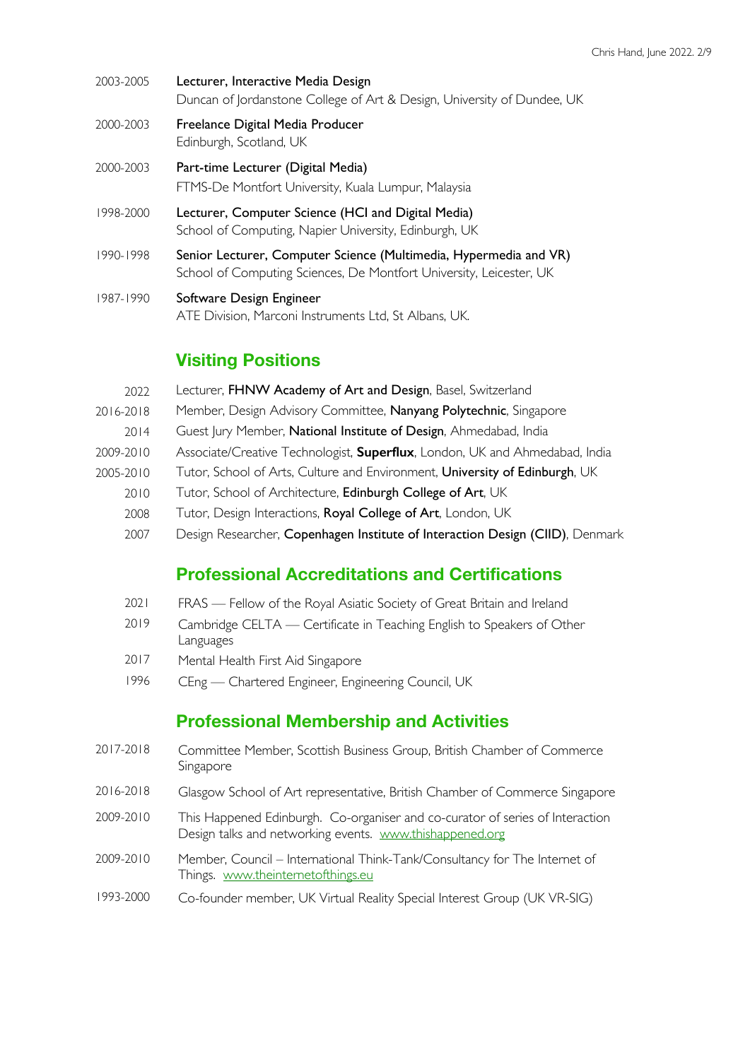2003-2005 **Lecturer, Interactive Media Design**
Duncan of Jordanstone College of Art & Design, University of Dundee, UK

2000-2003 **Freelance Digital Media Producer**
Edinburgh, Scotland, UK

2000-2003 **Part-time Lecturer (Digital Media)**
FTMS-De Montfort University, Kuala Lumpur, Malaysia

1998-2000 **Lecturer, Computer Science (HCI and Digital Media)**
School of Computing, Napier University, Edinburgh, UK

1990-1998 **Senior Lecturer, Computer Science (Multimedia, Hypermedia and VR)**
School of Computing Sciences, De Montfort University, Leicester, UK

1987-1990 **Software Design Engineer**
ATE Division, Marconi Instruments Ltd, St Albans, UK.

## Visiting Positions

2022 Lecturer, **FHNW Academy of Art and Design**, Basel, Switzerland

2016-2018 Member, Design Advisory Committee, **Nanyang Polytechnic**, Singapore

2014 Guest Jury Member, **National Institute of Design**, Ahmedabad, India

2009-2010 Associate/Creative Technologist, **Superflux**, London, UK and Ahmedabad, India

2005-2010 Tutor, School of Arts, Culture and Environment, **University of Edinburgh**, UK

2010 Tutor, School of Architecture, **Edinburgh College of Art**, UK

2008 Tutor, Design Interactions, **Royal College of Art**, London, UK

2007 Design Researcher, **Copenhagen Institute of Interaction Design (CIID)**, Denmark

## Professional Accreditations and Certifications

2021 FRAS — Fellow of the Royal Asiatic Society of Great Britain and Ireland

2019 Cambridge CELTA — Certificate in Teaching English to Speakers of Other Languages

2017 Mental Health First Aid Singapore

1996 CEng — Chartered Engineer, Engineering Council, UK

## Professional Membership and Activities

2017-2018 Committee Member, Scottish Business Group, British Chamber of Commerce Singapore

2016-2018 Glasgow School of Art representative, British Chamber of Commerce Singapore

2009-2010 This Happened Edinburgh. Co-organiser and co-curator of series of Interaction Design talks and networking events. www.thishappened.org

2009-2010 Member, Council – International Think-Tank/Consultancy for The Internet of Things. www.theinternetofthings.eu

1993-2000 Co-founder member, UK Virtual Reality Special Interest Group (UK VR-SIG)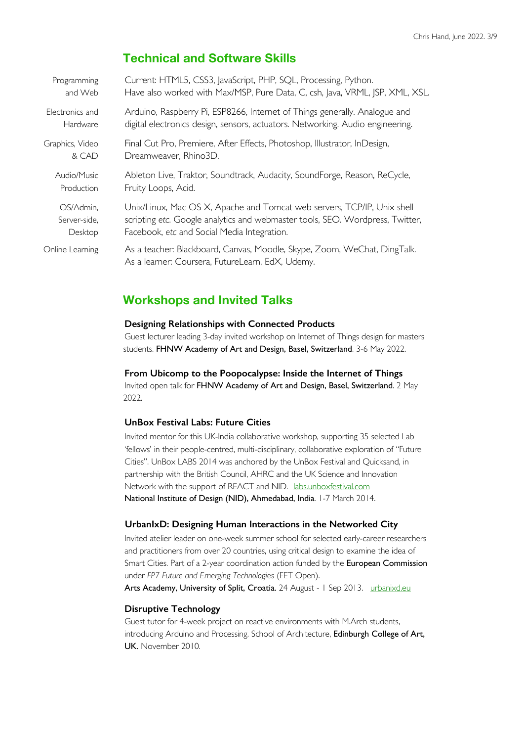## Technical and Software Skills

| | |
|---|---|
| Programming and Web | Current: HTML5, CSS3, JavaScript, PHP, SQL, Processing, Python. Have also worked with Max/MSP, Pure Data, C, csh, Java, VRML, JSP, XML, XSL. |
| Electronics and Hardware | Arduino, Raspberry Pi, ESP8266, Internet of Things generally. Analogue and digital electronics design, sensors, actuators. Networking. Audio engineering. |
| Graphics, Video & CAD | Final Cut Pro, Premiere, After Effects, Photoshop, Illustrator, InDesign, Dreamweaver, Rhino3D. |
| Audio/Music Production | Ableton Live, Traktor, Soundtrack, Audacity, SoundForge, Reason, ReCycle, Fruity Loops, Acid. |
| OS/Admin, Server-side, Desktop | Unix/Linux, Mac OS X, Apache and Tomcat web servers, TCP/IP, Unix shell scripting *etc*. Google analytics and webmaster tools, SEO. Wordpress, Twitter, Facebook, *etc* and Social Media Integration. |
| Online Learning | As a teacher: Blackboard, Canvas, Moodle, Skype, Zoom, WeChat, DingTalk. As a learner: Coursera, FutureLearn, EdX, Udemy. |

## Workshops and Invited Talks

**Designing Relationships with Connected Products**
Guest lecturer leading 3-day invited workshop on Internet of Things design for masters students. **FHNW Academy of Art and Design, Basel, Switzerland**. 3-6 May 2022.

**From Ubicomp to the Poopocalypse: Inside the Internet of Things**
Invited open talk for **FHNW Academy of Art and Design, Basel, Switzerland**. 2 May 2022.

**UnBox Festival Labs: Future Cities**
Invited mentor for this UK-India collaborative workshop, supporting 35 selected Lab 'fellows' in their people-centred, multi-disciplinary, collaborative exploration of "Future Cities". UnBox LABS 2014 was anchored by the UnBox Festival and Quicksand, in partnership with the British Council, AHRC and the UK Science and Innovation Network with the support of REACT and NID. labs.unboxfestival.com
**National Institute of Design (NID), Ahmedabad, India**. 1-7 March 2014.

**UrbanIxD: Designing Human Interactions in the Networked City**
Invited atelier leader on one-week summer school for selected early-career researchers and practitioners from over 20 countries, using critical design to examine the idea of Smart Cities. Part of a 2-year coordination action funded by the **European Commission** under *FP7 Future and Emerging Technologies* (FET Open).
**Arts Academy, University of Split, Croatia.** 24 August - 1 Sep 2013. urbanixd.eu

**Disruptive Technology**
Guest tutor for 4-week project on reactive environments with M.Arch students, introducing Arduino and Processing. School of Architecture, **Edinburgh College of Art, UK.** November 2010.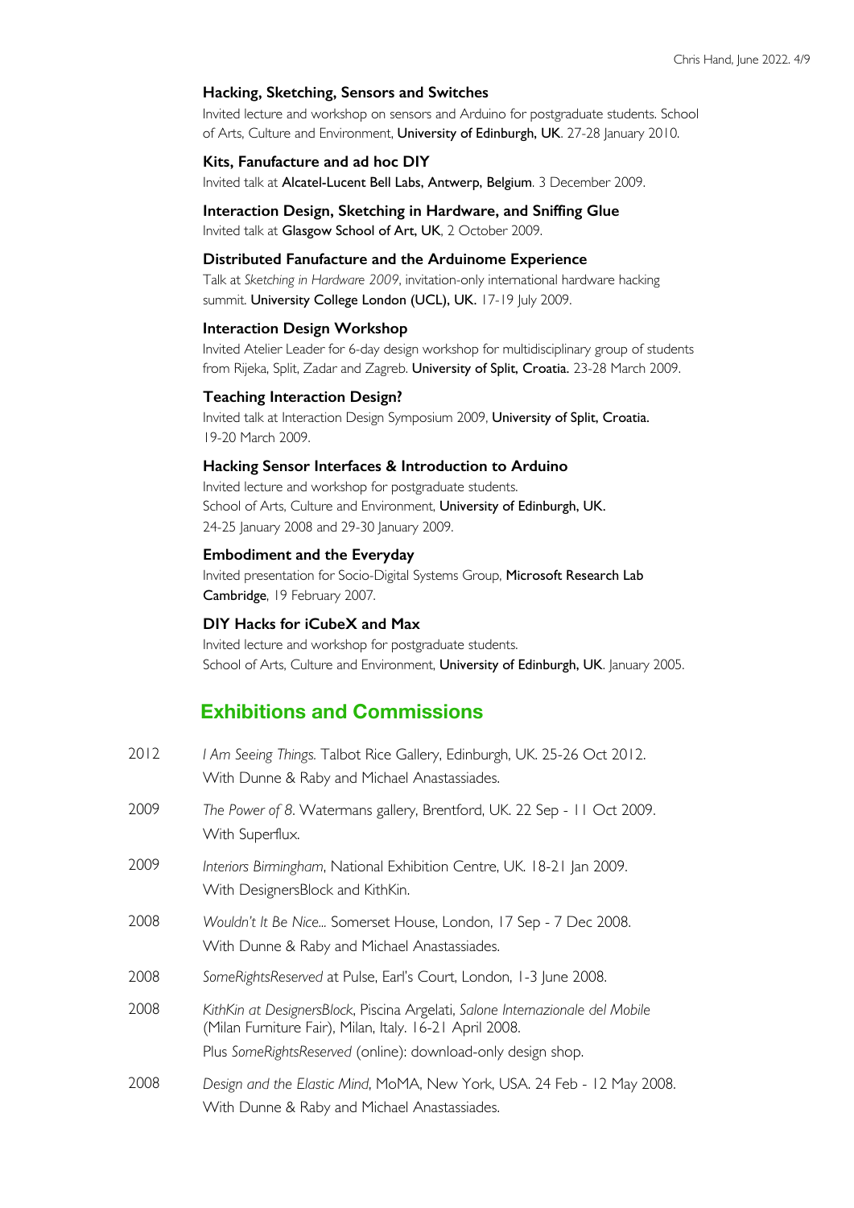**Hacking, Sketching, Sensors and Switches**

Invited lecture and workshop on sensors and Arduino for postgraduate students. School of Arts, Culture and Environment, University of Edinburgh, UK. 27-28 January 2010.

**Kits, Fanufacture and ad hoc DIY**

Invited talk at Alcatel-Lucent Bell Labs, Antwerp, Belgium. 3 December 2009.

**Interaction Design, Sketching in Hardware, and Sniffing Glue**

Invited talk at Glasgow School of Art, UK, 2 October 2009.

**Distributed Fanufacture and the Arduinome Experience**

Talk at *Sketching in Hardware 2009*, invitation-only international hardware hacking summit. University College London (UCL), UK. 17-19 July 2009.

**Interaction Design Workshop**

Invited Atelier Leader for 6-day design workshop for multidisciplinary group of students from Rijeka, Split, Zadar and Zagreb. University of Split, Croatia. 23-28 March 2009.

**Teaching Interaction Design?**

Invited talk at Interaction Design Symposium 2009, University of Split, Croatia. 19-20 March 2009.

**Hacking Sensor Interfaces & Introduction to Arduino**

Invited lecture and workshop for postgraduate students.
School of Arts, Culture and Environment, University of Edinburgh, UK.
24-25 January 2008 and 29-30 January 2009.

**Embodiment and the Everyday**

Invited presentation for Socio-Digital Systems Group, Microsoft Research Lab Cambridge, 19 February 2007.

**DIY Hacks for iCubeX and Max**

Invited lecture and workshop for postgraduate students.
School of Arts, Culture and Environment, University of Edinburgh, UK. January 2005.

## Exhibitions and Commissions

- 2012 — *I Am Seeing Things.* Talbot Rice Gallery, Edinburgh, UK. 25-26 Oct 2012. With Dunne & Raby and Michael Anastassiades.
- 2009 — *The Power of 8*. Watermans gallery, Brentford, UK. 22 Sep - 11 Oct 2009. With Superflux.
- 2009 — *Interiors Birmingham*, National Exhibition Centre, UK. 18-21 Jan 2009. With DesignersBlock and KithKin.
- 2008 — *Wouldn't It Be Nice...* Somerset House, London, 17 Sep - 7 Dec 2008. With Dunne & Raby and Michael Anastassiades.
- 2008 — *SomeRightsReserved* at Pulse, Earl's Court, London, 1-3 June 2008.
- 2008 — *KithKin at DesignersBlock*, Piscina Argelati, *Salone Internazionale del Mobile* (Milan Furniture Fair), Milan, Italy. 16-21 April 2008. Plus *SomeRightsReserved* (online): download-only design shop.
- 2008 — *Design and the Elastic Mind*, MoMA, New York, USA. 24 Feb - 12 May 2008. With Dunne & Raby and Michael Anastassiades.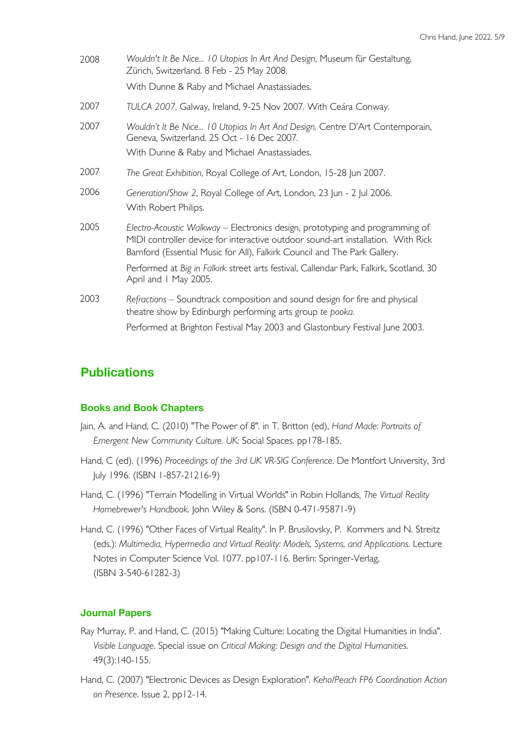2008 *Wouldn't It Be Nice... 10 Utopias In Art And Design*, Museum für Gestaltung, Zürich, Switzerland. 8 Feb - 25 May 2008.
With Dunne & Raby and Michael Anastassiades.

2007 *TULCA 2007*, Galway, Ireland, 9-25 Nov 2007. With Ceára Conway.

2007 *Wouldn't It Be Nice... 10 Utopias In Art And Design,* Centre D'Art Contemporain, Geneva, Switzerland. 25 Oct - 16 Dec 2007.
With Dunne & Raby and Michael Anastassiades.

2007 *The Great Exhibition*, Royal College of Art, London, 15-28 Jun 2007.

2006 *Generation/Show 2*, Royal College of Art, London, 23 Jun - 2 Jul 2006.
With Robert Philips.

2005 *Electro-Acoustic Walkway* – Electronics design, prototyping and programming of MIDI controller device for interactive outdoor sound-art installation. With Rick Bamford (Essential Music for All), Falkirk Council and The Park Gallery.
Performed at *Big in Falkirk* street arts festival, Callendar Park, Falkirk, Scotland, 30 April and 1 May 2005.

2003 *Refractions* – Soundtrack composition and sound design for fire and physical theatre show by Edinburgh performing arts group *te pooka*.
Performed at Brighton Festival May 2003 and Glastonbury Festival June 2003.

## Publications

### Books and Book Chapters

Jain, A. and Hand, C. (2010) "The Power of 8". in T. Britton (ed), *Hand Made: Portraits of Emergent New Community Culture. UK:* Social Spaces. pp178-185.

Hand, C (ed). (1996) *Proceedings of the 3rd UK VR-SIG Conference*. De Montfort University, 3rd July 1996. (ISBN 1-857-21216-9)

Hand, C. (1996) "Terrain Modelling in Virtual Worlds" in Robin Hollands, *The Virtual Reality Homebrewer's Handbook*. John Wiley & Sons. (ISBN 0-471-95871-9)

Hand, C. (1996) "Other Faces of Virtual Reality". In P. Brusilovsky, P. Kommers and N. Streitz (eds.): *Multimedia, Hypermedia and Virtual Reality: Models, Systems, and Applications*. Lecture Notes in Computer Science Vol. 1077. pp107-116. Berlin: Springer-Verlag, (ISBN 3-540-61282-3)

### Journal Papers

Ray Murray, P. and Hand, C. (2015) "Making Culture: Locating the Digital Humanities in India". *Visible Language*. Special issue on *Critical Making: Design and the Digital Humanities.* 49(3):140-155.

Hand, C. (2007) "Electronic Devices as Design Exploration". *Keho/Peach FP6 Coordination Action on Presence*. Issue 2, pp12-14.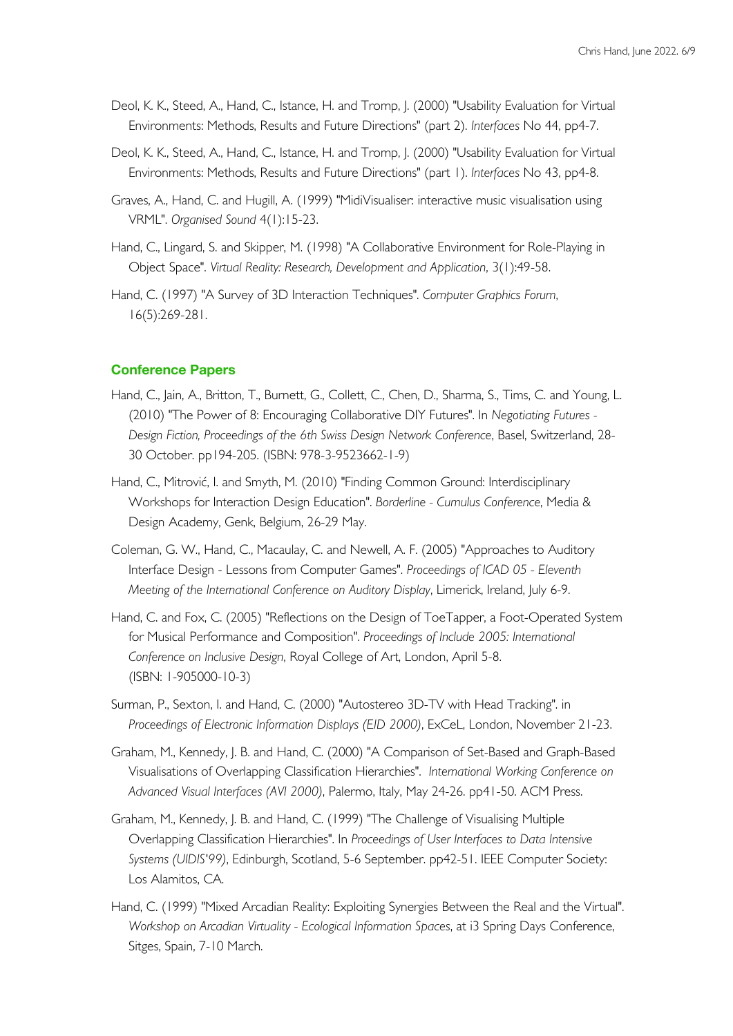Deol, K. K., Steed, A., Hand, C., Istance, H. and Tromp, J. (2000) "Usability Evaluation for Virtual Environments: Methods, Results and Future Directions" (part 2). *Interfaces* No 44, pp4-7.

Deol, K. K., Steed, A., Hand, C., Istance, H. and Tromp, J. (2000) "Usability Evaluation for Virtual Environments: Methods, Results and Future Directions" (part 1). *Interfaces* No 43, pp4-8.

Graves, A., Hand, C. and Hugill, A. (1999) "MidiVisualiser: interactive music visualisation using VRML". *Organised Sound* 4(1):15-23.

Hand, C., Lingard, S. and Skipper, M. (1998) "A Collaborative Environment for Role-Playing in Object Space". *Virtual Reality: Research, Development and Application*, 3(1):49-58.

Hand, C. (1997) "A Survey of 3D Interaction Techniques". *Computer Graphics Forum*, 16(5):269-281.

## Conference Papers

Hand, C., Jain, A., Britton, T., Burnett, G., Collett, C., Chen, D., Sharma, S., Tims, C. and Young, L. (2010) "The Power of 8: Encouraging Collaborative DIY Futures". In *Negotiating Futures - Design Fiction, Proceedings of the 6th Swiss Design Network Conference*, Basel, Switzerland, 28-30 October. pp194-205. (ISBN: 978-3-9523662-1-9)

Hand, C., Mitrović, I. and Smyth, M. (2010) "Finding Common Ground: Interdisciplinary Workshops for Interaction Design Education". *Borderline - Cumulus Conference*, Media & Design Academy, Genk, Belgium, 26-29 May.

Coleman, G. W., Hand, C., Macaulay, C. and Newell, A. F. (2005) "Approaches to Auditory Interface Design - Lessons from Computer Games". *Proceedings of ICAD 05 - Eleventh Meeting of the International Conference on Auditory Display*, Limerick, Ireland, July 6-9.

Hand, C. and Fox, C. (2005) "Reflections on the Design of ToeTapper, a Foot-Operated System for Musical Performance and Composition". *Proceedings of Include 2005: International Conference on Inclusive Design*, Royal College of Art, London, April 5-8. (ISBN: 1-905000-10-3)

Surman, P., Sexton, I. and Hand, C. (2000) "Autostereo 3D-TV with Head Tracking". in *Proceedings of Electronic Information Displays (EID 2000)*, ExCeL, London, November 21-23.

Graham, M., Kennedy, J. B. and Hand, C. (2000) "A Comparison of Set-Based and Graph-Based Visualisations of Overlapping Classification Hierarchies". *International Working Conference on Advanced Visual Interfaces (AVI 2000)*, Palermo, Italy, May 24-26. pp41-50. ACM Press.

Graham, M., Kennedy, J. B. and Hand, C. (1999) "The Challenge of Visualising Multiple Overlapping Classification Hierarchies". In *Proceedings of User Interfaces to Data Intensive Systems (UIDIS'99)*, Edinburgh, Scotland, 5-6 September. pp42-51. IEEE Computer Society: Los Alamitos, CA.

Hand, C. (1999) "Mixed Arcadian Reality: Exploiting Synergies Between the Real and the Virtual". *Workshop on Arcadian Virtuality - Ecological Information Spaces*, at i3 Spring Days Conference, Sitges, Spain, 7-10 March.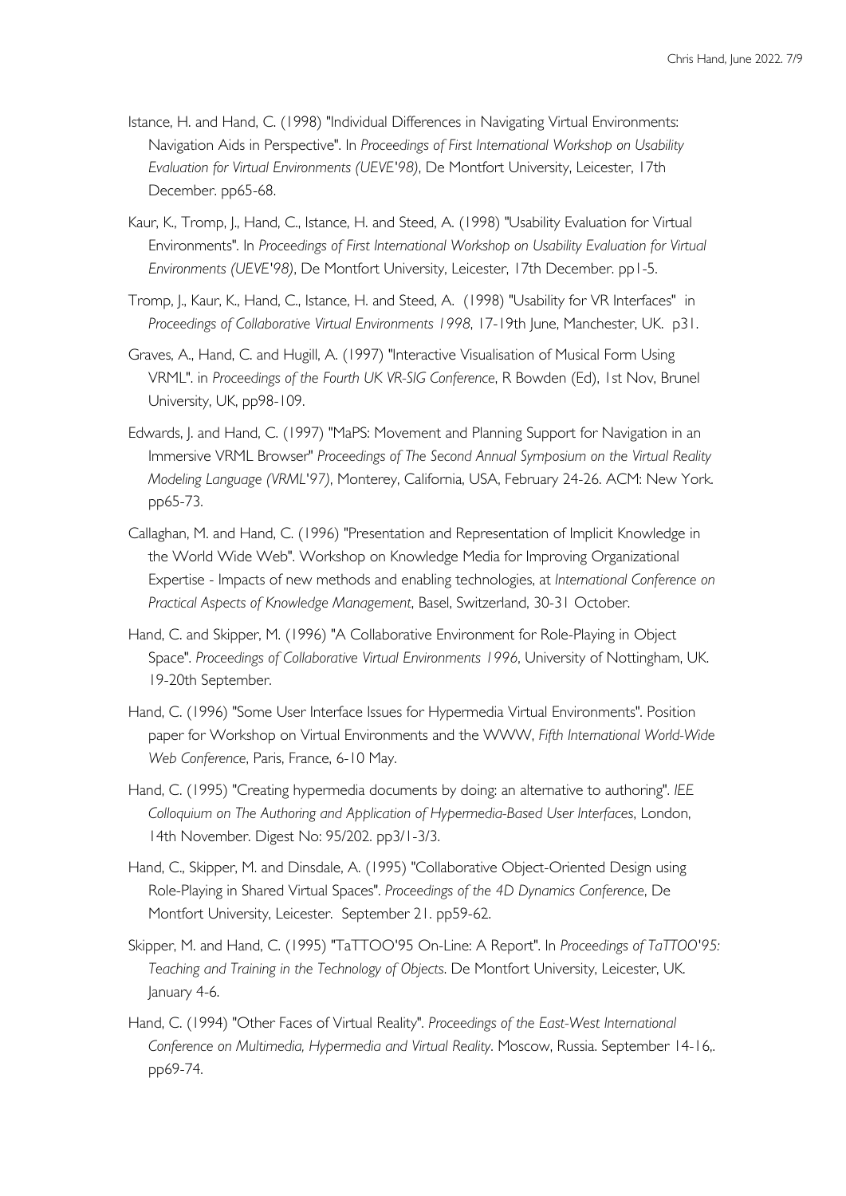Istance, H. and Hand, C. (1998) "Individual Differences in Navigating Virtual Environments: Navigation Aids in Perspective". In *Proceedings of First International Workshop on Usability Evaluation for Virtual Environments (UEVE'98)*, De Montfort University, Leicester, 17th December. pp65-68.

Kaur, K., Tromp, J., Hand, C., Istance, H. and Steed, A. (1998) "Usability Evaluation for Virtual Environments". In *Proceedings of First International Workshop on Usability Evaluation for Virtual Environments (UEVE'98)*, De Montfort University, Leicester, 17th December. pp1-5.

Tromp, J., Kaur, K., Hand, C., Istance, H. and Steed, A. (1998) "Usability for VR Interfaces" in *Proceedings of Collaborative Virtual Environments 1998*, 17-19th June, Manchester, UK. p31.

Graves, A., Hand, C. and Hugill, A. (1997) "Interactive Visualisation of Musical Form Using VRML". in *Proceedings of the Fourth UK VR-SIG Conference*, R Bowden (Ed), 1st Nov, Brunel University, UK, pp98-109.

Edwards, J. and Hand, C. (1997) "MaPS: Movement and Planning Support for Navigation in an Immersive VRML Browser" *Proceedings of The Second Annual Symposium on the Virtual Reality Modeling Language (VRML'97)*, Monterey, California, USA, February 24-26. ACM: New York. pp65-73.

Callaghan, M. and Hand, C. (1996) "Presentation and Representation of Implicit Knowledge in the World Wide Web". Workshop on Knowledge Media for Improving Organizational Expertise - Impacts of new methods and enabling technologies, at *International Conference on Practical Aspects of Knowledge Management*, Basel, Switzerland, 30-31 October.

Hand, C. and Skipper, M. (1996) "A Collaborative Environment for Role-Playing in Object Space". *Proceedings of Collaborative Virtual Environments 1996*, University of Nottingham, UK. 19-20th September.

Hand, C. (1996) "Some User Interface Issues for Hypermedia Virtual Environments". Position paper for Workshop on Virtual Environments and the WWW, *Fifth International World-Wide Web Conference*, Paris, France, 6-10 May.

Hand, C. (1995) "Creating hypermedia documents by doing: an alternative to authoring". *IEE Colloquium on The Authoring and Application of Hypermedia-Based User Interfaces*, London, 14th November. Digest No: 95/202. pp3/1-3/3.

Hand, C., Skipper, M. and Dinsdale, A. (1995) "Collaborative Object-Oriented Design using Role-Playing in Shared Virtual Spaces". *Proceedings of the 4D Dynamics Conference*, De Montfort University, Leicester. September 21. pp59-62.

Skipper, M. and Hand, C. (1995) "TaTTOO'95 On-Line: A Report". In *Proceedings of TaTTOO'95: Teaching and Training in the Technology of Objects*. De Montfort University, Leicester, UK. January 4-6.

Hand, C. (1994) "Other Faces of Virtual Reality". *Proceedings of the East-West International Conference on Multimedia, Hypermedia and Virtual Reality*. Moscow, Russia. September 14-16,. pp69-74.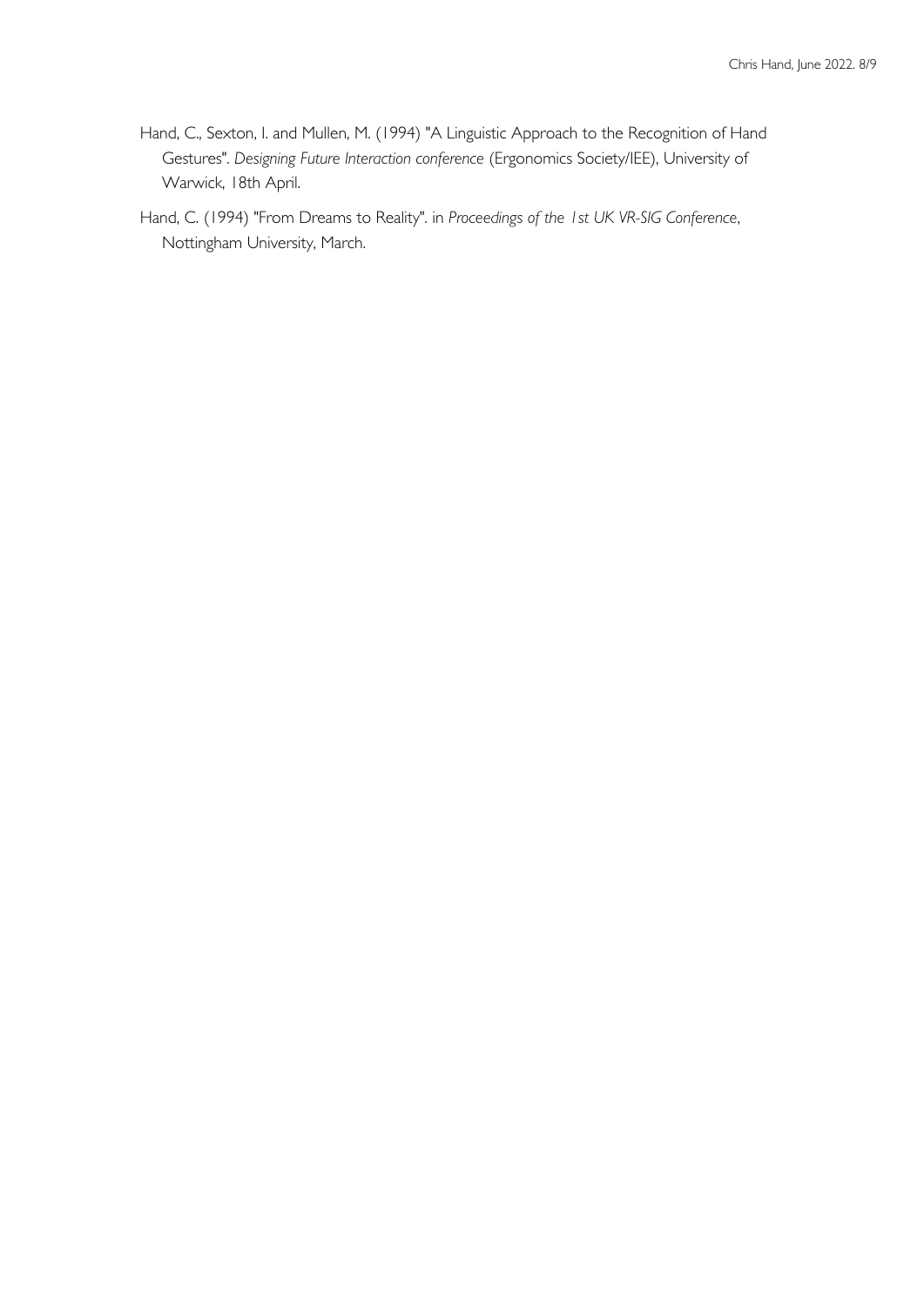Hand, C., Sexton, I. and Mullen, M. (1994) "A Linguistic Approach to the Recognition of Hand Gestures". *Designing Future Interaction conference* (Ergonomics Society/IEE), University of Warwick, 18th April.

Hand, C. (1994) "From Dreams to Reality". in *Proceedings of the 1st UK VR-SIG Conference*, Nottingham University, March.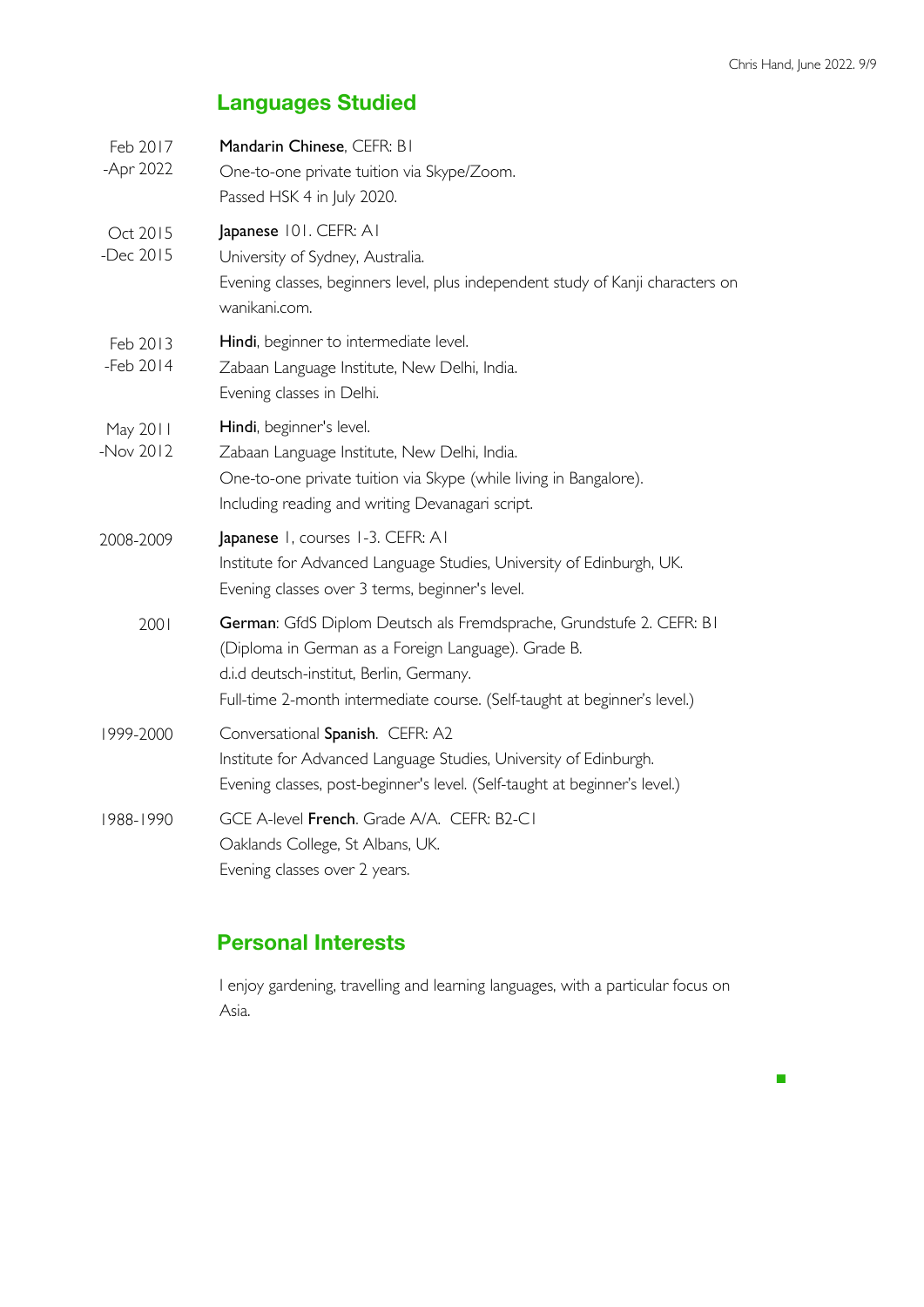## Languages Studied

| | |
|---|---|
| Feb 2017 -Apr 2022 | **Mandarin Chinese**, CEFR: B1<br>One-to-one private tuition via Skype/Zoom.<br>Passed HSK 4 in July 2020. |
| Oct 2015 -Dec 2015 | **Japanese** 101. CEFR: A1<br>University of Sydney, Australia.<br>Evening classes, beginners level, plus independent study of Kanji characters on wanikani.com. |
| Feb 2013 -Feb 2014 | **Hindi**, beginner to intermediate level.<br>Zabaan Language Institute, New Delhi, India.<br>Evening classes in Delhi. |
| May 2011 -Nov 2012 | **Hindi**, beginner's level.<br>Zabaan Language Institute, New Delhi, India.<br>One-to-one private tuition via Skype (while living in Bangalore).<br>Including reading and writing Devanagari script. |
| 2008-2009 | **Japanese** 1, courses 1-3. CEFR: A1<br>Institute for Advanced Language Studies, University of Edinburgh, UK.<br>Evening classes over 3 terms, beginner's level. |
| 2001 | **German**: GfdS Diplom Deutsch als Fremdsprache, Grundstufe 2. CEFR: B1 (Diploma in German as a Foreign Language). Grade B.<br>d.i.d deutsch-institut, Berlin, Germany.<br>Full-time 2-month intermediate course. (Self-taught at beginner's level.) |
| 1999-2000 | Conversational **Spanish**. CEFR: A2<br>Institute for Advanced Language Studies, University of Edinburgh.<br>Evening classes, post-beginner's level. (Self-taught at beginner's level.) |
| 1988-1990 | GCE A-level **French**. Grade A/A. CEFR: B2-C1<br>Oaklands College, St Albans, UK.<br>Evening classes over 2 years. |

## Personal Interests

I enjoy gardening, travelling and learning languages, with a particular focus on Asia.